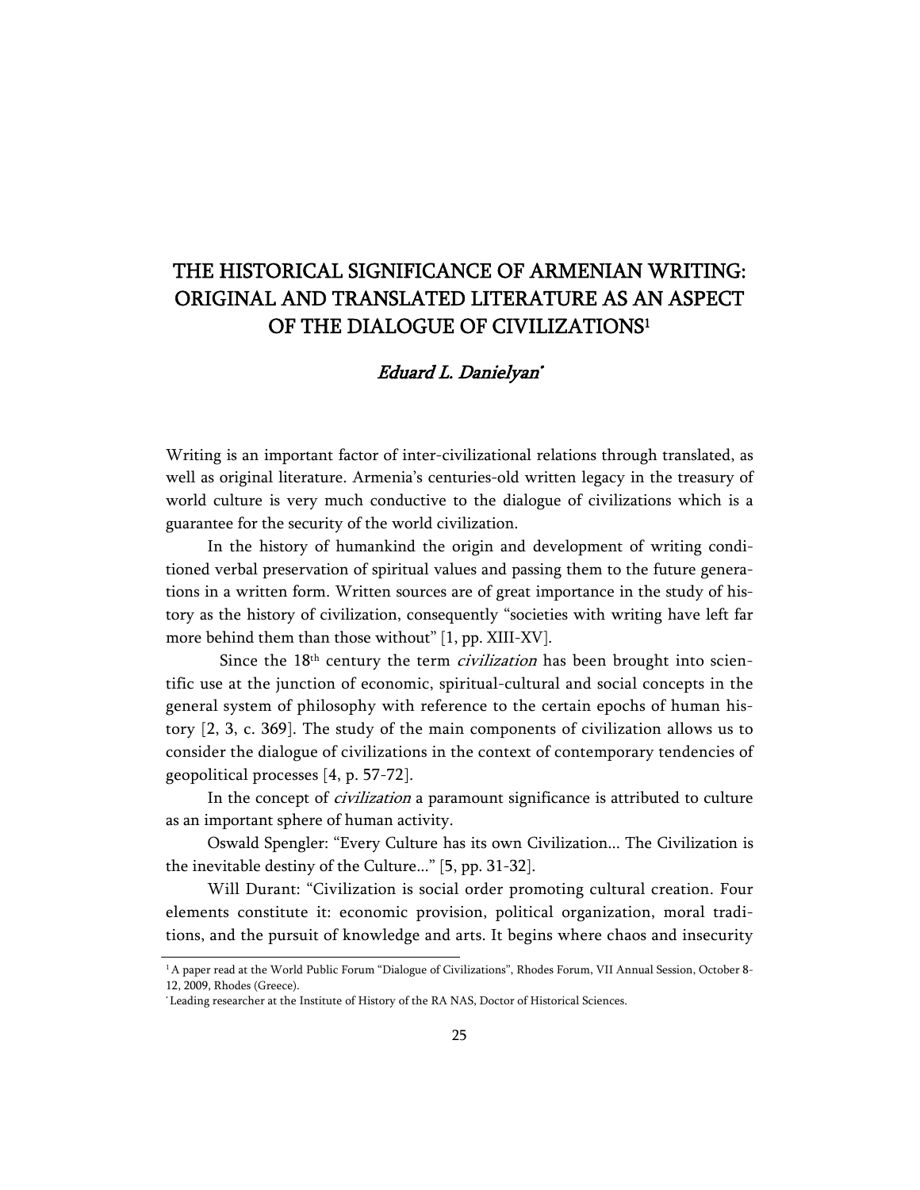# THE HISTORICAL SIGNIFICANCE OF ARMENIAN WRITING: ORIGINAL AND TRANSLATED LITERATURE AS AN ASPECT OF THE DIALOGUE OF CIVILIZATIONS[1]

*Eduard L. Danielyan*[*]

Writing is an important factor of inter-civilizational relations through translated, as well as original literature. Armenia's centuries-old written legacy in the treasury of world culture is very much conductive to the dialogue of civilizations which is a guarantee for the security of the world civilization.

In the history of humankind the origin and development of writing conditioned verbal preservation of spiritual values and passing them to the future generations in a written form. Written sources are of great importance in the study of history as the history of civilization, consequently "societies with writing have left far more behind them than those without" [1, pp. XIII-XV].

Since the 18th century the term *civilization* has been brought into scientific use at the junction of economic, spiritual-cultural and social concepts in the general system of philosophy with reference to the certain epochs of human history [2, 3, c. 369]. The study of the main components of civilization allows us to consider the dialogue of civilizations in the context of contemporary tendencies of geopolitical processes [4, p. 57-72].

In the concept of *civilization* a paramount significance is attributed to culture as an important sphere of human activity.

Oswald Spengler: "Every Culture has its own Civilization... The Civilization is the inevitable destiny of the Culture..." [5, pp. 31-32].

Will Durant: "Civilization is social order promoting cultural creation. Four elements constitute it: economic provision, political organization, moral traditions, and the pursuit of knowledge and arts. It begins where chaos and insecurity

---

[1] A paper read at the World Public Forum "Dialogue of Civilizations", Rhodes Forum, VII Annual Session, October 8-12, 2009, Rhodes (Greece).

[*] Leading researcher at the Institute of History of the RA NAS, Doctor of Historical Sciences.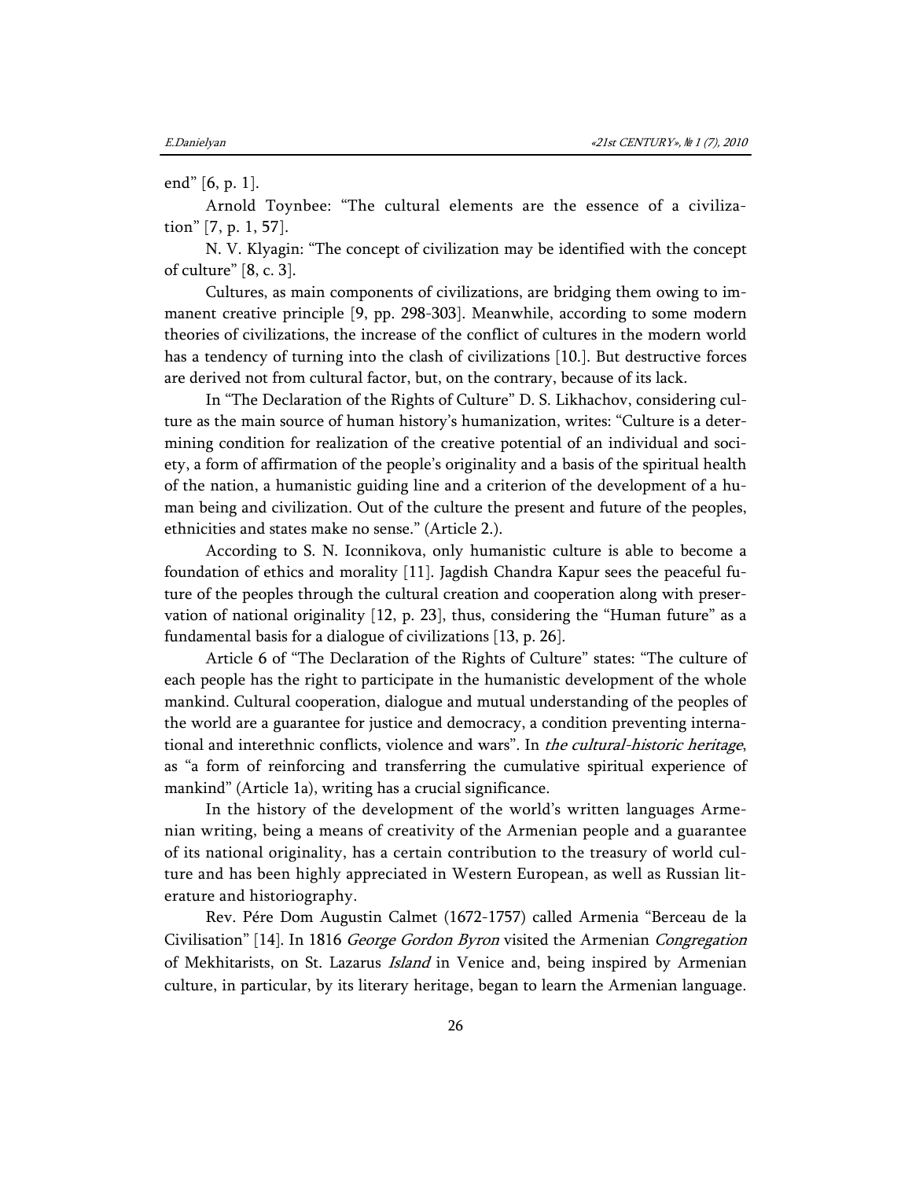end" [6, p. 1].

Arnold Toynbee: "The cultural elements are the essence of a civilization" [7, p. 1, 57].

N. V. Klyagin: "The concept of civilization may be identified with the concept of culture" [8, c. 3].

Cultures, as main components of civilizations, are bridging them owing to immanent creative principle [9, pp. 298-303]. Meanwhile, according to some modern theories of civilizations, the increase of the conflict of cultures in the modern world has a tendency of turning into the clash of civilizations [10.]. But destructive forces are derived not from cultural factor, but, on the contrary, because of its lack.

In "The Declaration of the Rights of Culture" D. S. Likhachov, considering culture as the main source of human history's humanization, writes: "Culture is a determining condition for realization of the creative potential of an individual and society, a form of affirmation of the people's originality and a basis of the spiritual health of the nation, a humanistic guiding line and a criterion of the development of a human being and civilization. Out of the culture the present and future of the peoples, ethnicities and states make no sense." (Article 2.).

According to S. N. Iconnikova, only humanistic culture is able to become a foundation of ethics and morality [11]. Jagdish Chandra Kapur sees the peaceful future of the peoples through the cultural creation and cooperation along with preservation of national originality [12, p. 23], thus, considering the "Human future" as a fundamental basis for a dialogue of civilizations [13, p. 26].

Article 6 of "The Declaration of the Rights of Culture" states: "The culture of each people has the right to participate in the humanistic development of the whole mankind. Cultural cooperation, dialogue and mutual understanding of the peoples of the world are a guarantee for justice and democracy, a condition preventing international and interethnic conflicts, violence and wars". In *the cultural-historic heritage*, as "a form of reinforcing and transferring the cumulative spiritual experience of mankind" (Article 1a), writing has a crucial significance.

In the history of the development of the world's written languages Armenian writing, being a means of creativity of the Armenian people and a guarantee of its national originality, has a certain contribution to the treasury of world culture and has been highly appreciated in Western European, as well as Russian literature and historiography.

Rev. Pére Dom Augustin Calmet (1672-1757) called Armenia "Berceau de la Civilisation" [14]. In 1816 *George Gordon Byron* visited the Armenian *Congregation* of Mekhitarists, on St. Lazarus *Island* in Venice and, being inspired by Armenian culture, in particular, by its literary heritage, began to learn the Armenian language.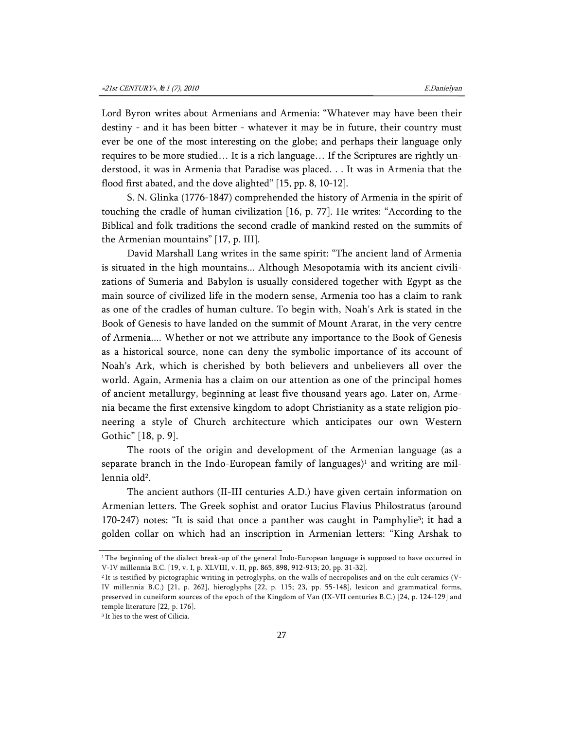Lord Byron writes about Armenians and Armenia: "Whatever may have been their destiny - and it has been bitter - whatever it may be in future, their country must ever be one of the most interesting on the globe; and perhaps their language only requires to be more studied… It is a rich language… If the Scriptures are rightly understood, it was in Armenia that Paradise was placed. . . It was in Armenia that the flood first abated, and the dove alighted" [15, pp. 8, 10-12].

S. N. Glinka (1776-1847) comprehended the history of Armenia in the spirit of touching the cradle of human civilization [16, p. 77]. He writes: "According to the Biblical and folk traditions the second cradle of mankind rested on the summits of the Armenian mountains" [17, p. III].

David Marshall Lang writes in the same spirit: "The ancient land of Armenia is situated in the high mountains... Although Mesopotamia with its ancient civilizations of Sumeria and Babylon is usually considered together with Egypt as the main source of civilized life in the modern sense, Armenia too has a claim to rank as one of the cradles of human culture. To begin with, Noah's Ark is stated in the Book of Genesis to have landed on the summit of Mount Ararat, in the very centre of Armenia.... Whether or not we attribute any importance to the Book of Genesis as a historical source, none can deny the symbolic importance of its account of Noah's Ark, which is cherished by both believers and unbelievers all over the world. Again, Armenia has a claim on our attention as one of the principal homes of ancient metallurgy, beginning at least five thousand years ago. Later on, Armenia became the first extensive kingdom to adopt Christianity as a state religion pioneering a style of Church architecture which anticipates our own Western Gothic" [18, p. 9].

The roots of the origin and development of the Armenian language (as a separate branch in the Indo-European family of languages)[1] and writing are millennia old[2].

The ancient authors (II-III centuries A.D.) have given certain information on Armenian letters. The Greek sophist and orator Lucius Flavius Philostratus (around 170-247) notes: "It is said that once a panther was caught in Pamphylie[3]; it had a golden collar on which had an inscription in Armenian letters: "King Arshak to

---

[1] The beginning of the dialect break-up of the general Indo-European language is supposed to have occurred in V-IV millennia B.C. [19, v. I, p. XLVIII, v. II, pp. 865, 898, 912-913; 20, pp. 31-32].

[2] It is testified by pictographic writing in petroglyphs, on the walls of necropolises and on the cult ceramics (V-IV millennia B.C.) [21, p. 262], hieroglyphs [22, p. 115; 23, pp. 55-148], lexicon and grammatical forms, preserved in cuneiform sources of the epoch of the Kingdom of Van (IX-VII centuries B.C.) [24, p. 124-129] and temple literature [22, p. 176].

[3] It lies to the west of Cilicia.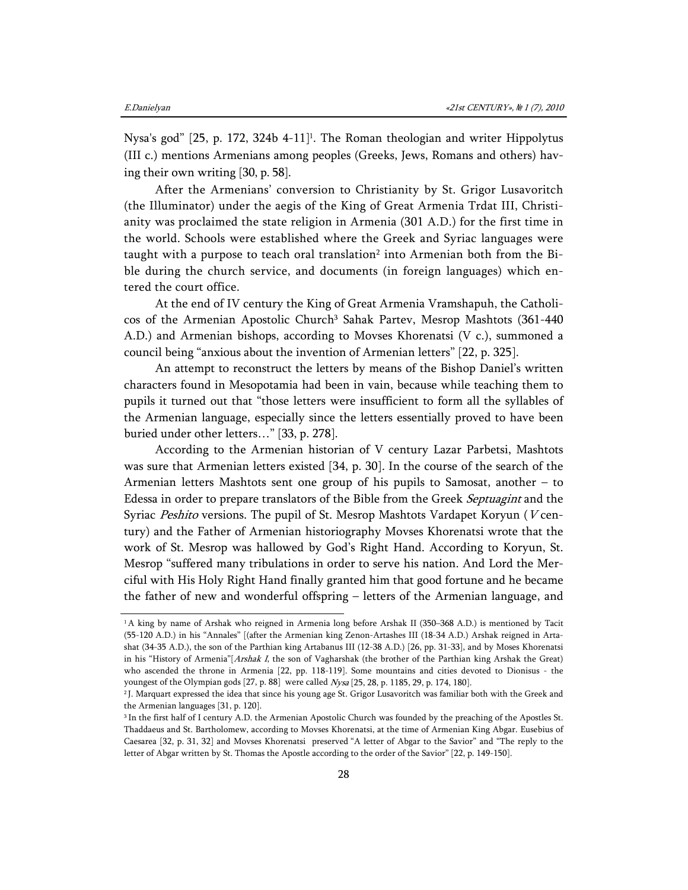Nysa's god" [25, p. 172, 324b 4-11][1]. The Roman theologian and writer Hippolytus (III c.) mentions Armenians among peoples (Greeks, Jews, Romans and others) having their own writing [30, p. 58].

After the Armenians' conversion to Christianity by St. Grigor Lusavoritch (the Illuminator) under the aegis of the King of Great Armenia Trdat III, Christianity was proclaimed the state religion in Armenia (301 A.D.) for the first time in the world. Schools were established where the Greek and Syriac languages were taught with a purpose to teach oral translation[2] into Armenian both from the Bible during the church service, and documents (in foreign languages) which entered the court office.

At the end of IV century the King of Great Armenia Vramshapuh, the Catholicos of the Armenian Apostolic Church[3] Sahak Partev, Mesrop Mashtots (361-440 A.D.) and Armenian bishops, according to Movses Khorenatsi (V c.), summoned a council being "anxious about the invention of Armenian letters" [22, p. 325].

An attempt to reconstruct the letters by means of the Bishop Daniel's written characters found in Mesopotamia had been in vain, because while teaching them to pupils it turned out that "those letters were insufficient to form all the syllables of the Armenian language, especially since the letters essentially proved to have been buried under other letters…" [33, p. 278].

According to the Armenian historian of V century Lazar Parbetsi, Mashtots was sure that Armenian letters existed [34, p. 30]. In the course of the search of the Armenian letters Mashtots sent one group of his pupils to Samosat, another – to Edessa in order to prepare translators of the Bible from the Greek *Septuagint* and the Syriac *Peshito* versions. The pupil of St. Mesrop Mashtots Vardapet Koryun (*V* century) and the Father of Armenian historiography Movses Khorenatsi wrote that the work of St. Mesrop was hallowed by God's Right Hand. According to Koryun, St. Mesrop "suffered many tribulations in order to serve his nation. And Lord the Merciful with His Holy Right Hand finally granted him that good fortune and he became the father of new and wonderful offspring – letters of the Armenian language, and

---

[1] A king by name of Arshak who reigned in Armenia long before Arshak II (350–368 A.D.) is mentioned by Tacit (55-120 A.D.) in his "Annales" [(after the Armenian king Zenon-Artashes III (18-34 A.D.) Arshak reigned in Artashat (34-35 A.D.), the son of the Parthian king Artabanus III (12-38 A.D.) [26, pp. 31-33], and by Moses Khorenatsi in his "History of Armenia"[*Arshak I*, the son of Vagharshak (the brother of the Parthian king Arshak the Great) who ascended the throne in Armenia [22, pp. 118-119]. Some mountains and cities devoted to Dionisus - the youngest of the Olympian gods [27, p. 88] were called *Nysa* [25, 28, p. 1185, 29, p. 174, 180].

[2] J. Marquart expressed the idea that since his young age St. Grigor Lusavoritch was familiar both with the Greek and the Armenian languages [31, p. 120].

[3] In the first half of I century A.D. the Armenian Apostolic Church was founded by the preaching of the Apostles St. Thaddaeus and St. Bartholomew, according to Movses Khorenatsi, at the time of Armenian King Abgar. Eusebius of Caesarea [32, p. 31, 32] and Movses Khorenatsi preserved "A letter of Abgar to the Savior" and "The reply to the letter of Abgar written by St. Thomas the Apostle according to the order of the Savior" [22, p. 149-150].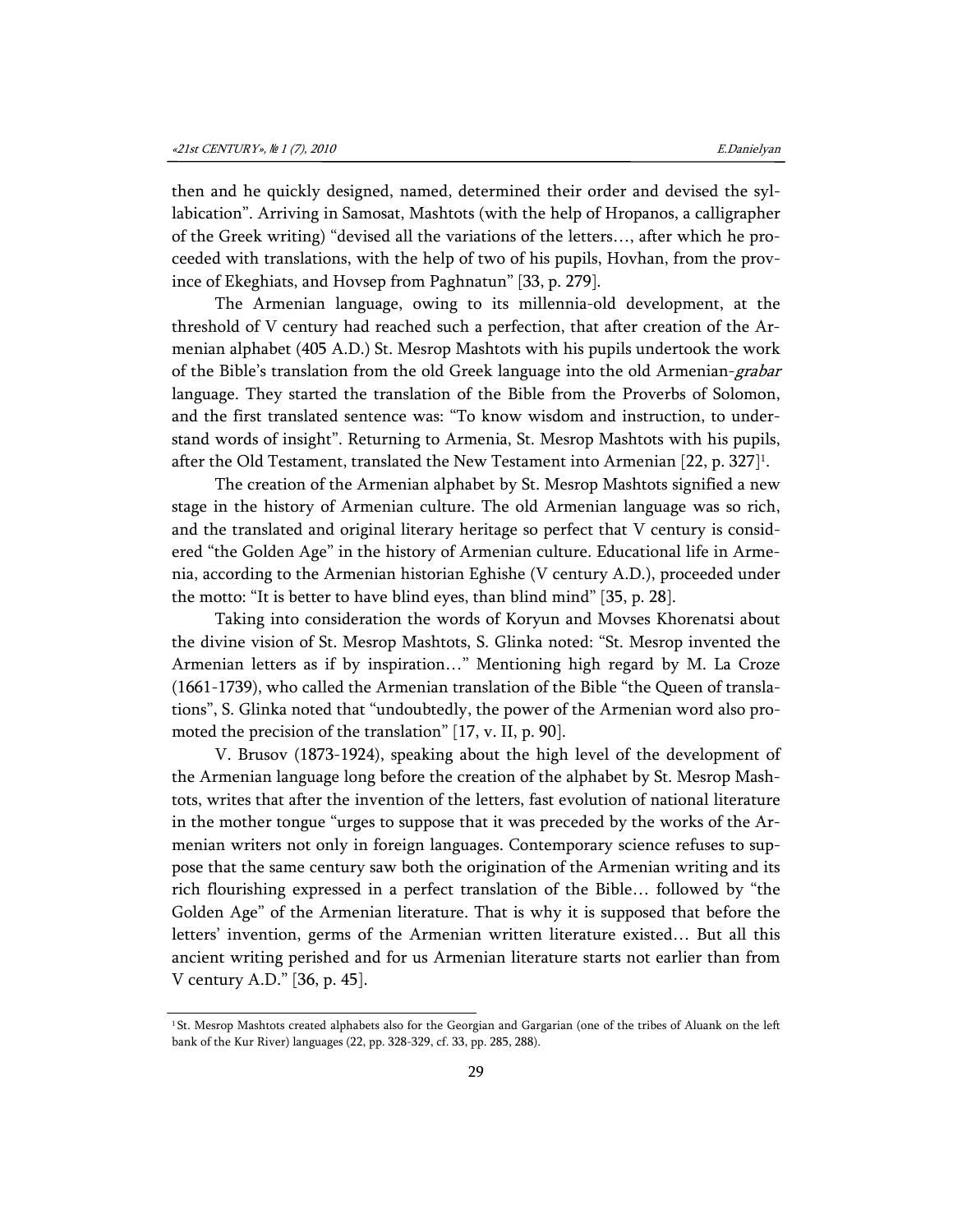then and he quickly designed, named, determined their order and devised the syllabication". Arriving in Samosat, Mashtots (with the help of Hropanos, a calligrapher of the Greek writing) "devised all the variations of the letters…, after which he proceeded with translations, with the help of two of his pupils, Hovhan, from the province of Ekeghiats, and Hovsep from Paghnatun" [33, p. 279].

The Armenian language, owing to its millennia-old development, at the threshold of V century had reached such a perfection, that after creation of the Armenian alphabet (405 A.D.) St. Mesrop Mashtots with his pupils undertook the work of the Bible's translation from the old Greek language into the old Armenian-*grabar* language. They started the translation of the Bible from the Proverbs of Solomon, and the first translated sentence was: "To know wisdom and instruction, to understand words of insight". Returning to Armenia, St. Mesrop Mashtots with his pupils, after the Old Testament, translated the New Testament into Armenian [22, p. 327][1].

The creation of the Armenian alphabet by St. Mesrop Mashtots signified a new stage in the history of Armenian culture. The old Armenian language was so rich, and the translated and original literary heritage so perfect that V century is considered "the Golden Age" in the history of Armenian culture. Educational life in Armenia, according to the Armenian historian Eghishe (V century A.D.), proceeded under the motto: "It is better to have blind eyes, than blind mind" [35, p. 28].

Taking into consideration the words of Koryun and Movses Khorenatsi about the divine vision of St. Mesrop Mashtots, S. Glinka noted: "St. Mesrop invented the Armenian letters as if by inspiration…" Mentioning high regard by M. La Croze (1661-1739), who called the Armenian translation of the Bible "the Queen of translations", S. Glinka noted that "undoubtedly, the power of the Armenian word also promoted the precision of the translation" [17, v. II, p. 90].

V. Brusov (1873-1924), speaking about the high level of the development of the Armenian language long before the creation of the alphabet by St. Mesrop Mashtots, writes that after the invention of the letters, fast evolution of national literature in the mother tongue "urges to suppose that it was preceded by the works of the Armenian writers not only in foreign languages. Contemporary science refuses to suppose that the same century saw both the origination of the Armenian writing and its rich flourishing expressed in a perfect translation of the Bible… followed by "the Golden Age" of the Armenian literature. That is why it is supposed that before the letters' invention, germs of the Armenian written literature existed… But all this ancient writing perished and for us Armenian literature starts not earlier than from V century A.D." [36, p. 45].

---

[1] St. Mesrop Mashtots created alphabets also for the Georgian and Gargarian (one of the tribes of Aluank on the left bank of the Kur River) languages (22, pp. 328-329, cf. 33, pp. 285, 288).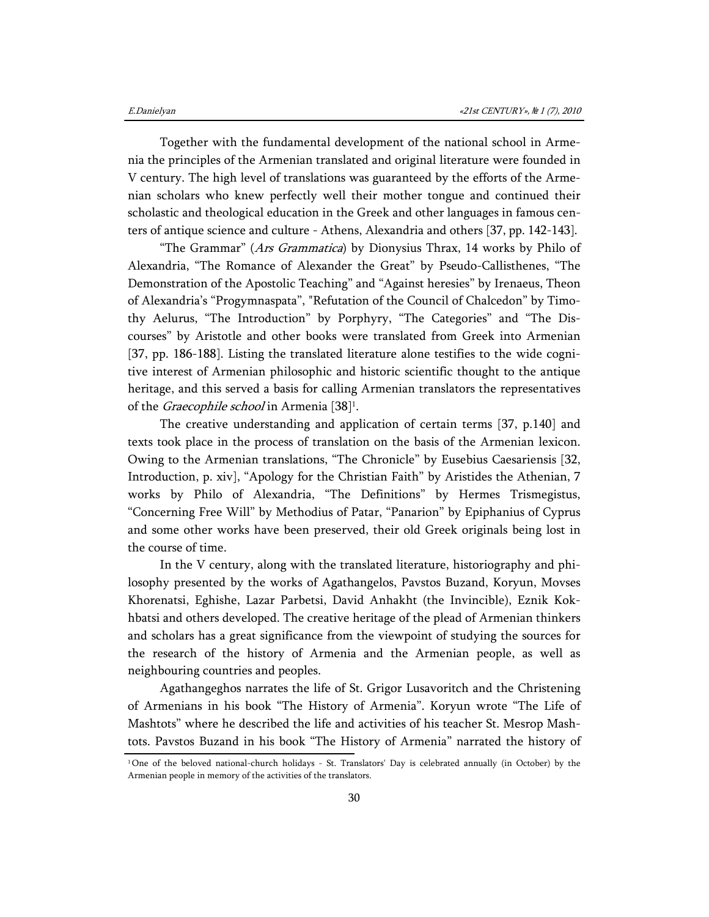Together with the fundamental development of the national school in Armenia the principles of the Armenian translated and original literature were founded in V century. The high level of translations was guaranteed by the efforts of the Armenian scholars who knew perfectly well their mother tongue and continued their scholastic and theological education in the Greek and other languages in famous centers of antique science and culture - Athens, Alexandria and others [37, pp. 142-143].

"The Grammar" (*Ars Grammatica*) by Dionysius Thrax, 14 works by Philo of Alexandria, "The Romance of Alexander the Great" by Pseudo-Callisthenes, "The Demonstration of the Apostolic Teaching" and "Against heresies" by Irenaeus, Theon of Alexandria's "Progymnaspata", "Refutation of the Council of Chalcedon" by Timothy Aelurus, "The Introduction" by Porphyry, "The Categories" and "The Discourses" by Aristotle and other books were translated from Greek into Armenian [37, pp. 186-188]. Listing the translated literature alone testifies to the wide cognitive interest of Armenian philosophic and historic scientific thought to the antique heritage, and this served a basis for calling Armenian translators the representatives of the *Graecophile school* in Armenia [38][1].

The creative understanding and application of certain terms [37, p.140] and texts took place in the process of translation on the basis of the Armenian lexicon. Owing to the Armenian translations, "The Chronicle" by Eusebius Caesariensis [32, Introduction, p. xiv], "Apology for the Christian Faith" by Aristides the Athenian, 7 works by Philo of Alexandria, "The Definitions" by Hermes Trismegistus, "Concerning Free Will" by Methodius of Patar, "Panarion" by Epiphanius of Cyprus and some other works have been preserved, their old Greek originals being lost in the course of time.

In the V century, along with the translated literature, historiography and philosophy presented by the works of Agathangelos, Pavstos Buzand, Koryun, Movses Khorenatsi, Eghishe, Lazar Parbetsi, David Anhakht (the Invincible), Eznik Kokhbatsi and others developed. The creative heritage of the plead of Armenian thinkers and scholars has a great significance from the viewpoint of studying the sources for the research of the history of Armenia and the Armenian people, as well as neighbouring countries and peoples.

Agathangeghos narrates the life of St. Grigor Lusavoritch and the Christening of Armenians in his book "The History of Armenia". Koryun wrote "The Life of Mashtots" where he described the life and activities of his teacher St. Mesrop Mashtots. Pavstos Buzand in his book "The History of Armenia" narrated the history of

[1] One of the beloved national-church holidays - St. Translators' Day is celebrated annually (in October) by the Armenian people in memory of the activities of the translators.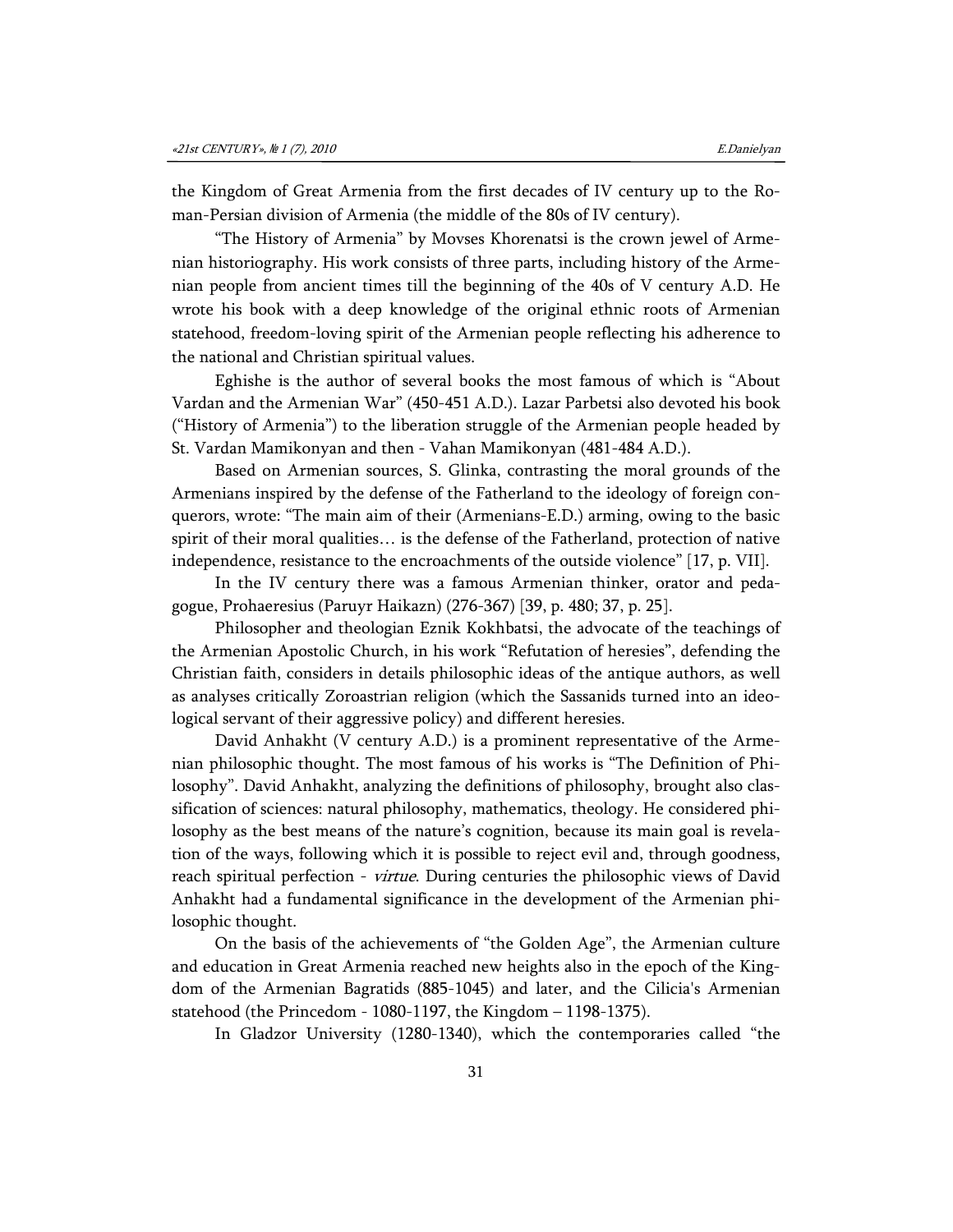the Kingdom of Great Armenia from the first decades of IV century up to the Roman-Persian division of Armenia (the middle of the 80s of IV century).

"The History of Armenia" by Movses Khorenatsi is the crown jewel of Armenian historiography. His work consists of three parts, including history of the Armenian people from ancient times till the beginning of the 40s of V century A.D. He wrote his book with a deep knowledge of the original ethnic roots of Armenian statehood, freedom-loving spirit of the Armenian people reflecting his adherence to the national and Christian spiritual values.

Eghishe is the author of several books the most famous of which is "About Vardan and the Armenian War" (450-451 A.D.). Lazar Parbetsi also devoted his book ("History of Armenia") to the liberation struggle of the Armenian people headed by St. Vardan Mamikonyan and then - Vahan Mamikonyan (481-484 A.D.).

Based on Armenian sources, S. Glinka, contrasting the moral grounds of the Armenians inspired by the defense of the Fatherland to the ideology of foreign conquerors, wrote: "The main aim of their (Armenians-E.D.) arming, owing to the basic spirit of their moral qualities… is the defense of the Fatherland, protection of native independence, resistance to the encroachments of the outside violence" [17, p. VII].

In the IV century there was a famous Armenian thinker, orator and pedagogue, Prohaeresius (Paruyr Haikazn) (276-367) [39, p. 480; 37, p. 25].

Philosopher and theologian Eznik Kokhbatsi, the advocate of the teachings of the Armenian Apostolic Church, in his work "Refutation of heresies", defending the Christian faith, considers in details philosophic ideas of the antique authors, as well as analyses critically Zoroastrian religion (which the Sassanids turned into an ideological servant of their aggressive policy) and different heresies.

David Anhakht (V century A.D.) is a prominent representative of the Armenian philosophic thought. The most famous of his works is "The Definition of Philosophy". David Anhakht, analyzing the definitions of philosophy, brought also classification of sciences: natural philosophy, mathematics, theology. He considered philosophy as the best means of the nature's cognition, because its main goal is revelation of the ways, following which it is possible to reject evil and, through goodness, reach spiritual perfection - *virtue*. During centuries the philosophic views of David Anhakht had a fundamental significance in the development of the Armenian philosophic thought.

On the basis of the achievements of "the Golden Age", the Armenian culture and education in Great Armenia reached new heights also in the epoch of the Kingdom of the Armenian Bagratids (885-1045) and later, and the Cilicia's Armenian statehood (the Princedom - 1080-1197, the Kingdom – 1198-1375).

In Gladzor University (1280-1340), which the contemporaries called "the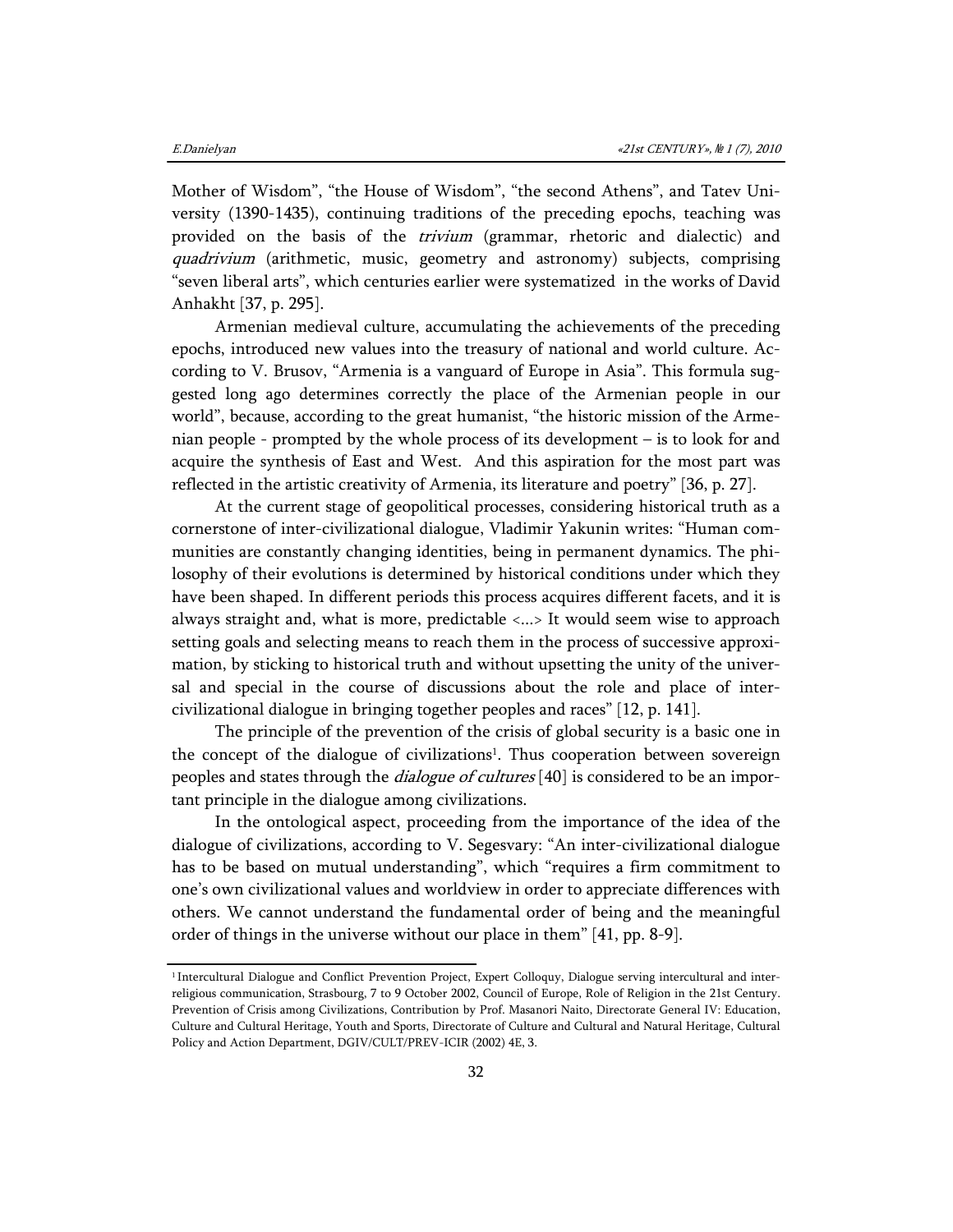Mother of Wisdom", "the House of Wisdom", "the second Athens", and Tatev University (1390-1435), continuing traditions of the preceding epochs, teaching was provided on the basis of the *trivium* (grammar, rhetoric and dialectic) and *quadrivium* (arithmetic, music, geometry and astronomy) subjects, comprising "seven liberal arts", which centuries earlier were systematized in the works of David Anhakht [37, p. 295].

Armenian medieval culture, accumulating the achievements of the preceding epochs, introduced new values into the treasury of national and world culture. According to V. Brusov, "Armenia is a vanguard of Europe in Asia". This formula suggested long ago determines correctly the place of the Armenian people in our world", because, according to the great humanist, "the historic mission of the Armenian people - prompted by the whole process of its development – is to look for and acquire the synthesis of East and West. And this aspiration for the most part was reflected in the artistic creativity of Armenia, its literature and poetry" [36, p. 27].

At the current stage of geopolitical processes, considering historical truth as a cornerstone of inter-civilizational dialogue, Vladimir Yakunin writes: "Human communities are constantly changing identities, being in permanent dynamics. The philosophy of their evolutions is determined by historical conditions under which they have been shaped. In different periods this process acquires different facets, and it is always straight and, what is more, predictable <...> It would seem wise to approach setting goals and selecting means to reach them in the process of successive approximation, by sticking to historical truth and without upsetting the unity of the universal and special in the course of discussions about the role and place of inter-civilizational dialogue in bringing together peoples and races" [12, p. 141].

The principle of the prevention of the crisis of global security is a basic one in the concept of the dialogue of civilizations[1]. Thus cooperation between sovereign peoples and states through the *dialogue of cultures* [40] is considered to be an important principle in the dialogue among civilizations.

In the ontological aspect, proceeding from the importance of the idea of the dialogue of civilizations, according to V. Segesvary: "An inter-civilizational dialogue has to be based on mutual understanding", which "requires a firm commitment to one's own civilizational values and worldview in order to appreciate differences with others. We cannot understand the fundamental order of being and the meaningful order of things in the universe without our place in them" [41, pp. 8-9].

---

[1] Intercultural Dialogue and Conflict Prevention Project, Expert Colloquy, Dialogue serving intercultural and inter-religious communication, Strasbourg, 7 to 9 October 2002, Council of Europe, Role of Religion in the 21st Century. Prevention of Crisis among Civilizations, Contribution by Prof. Masanori Naito, Directorate General IV: Education, Culture and Cultural Heritage, Youth and Sports, Directorate of Culture and Cultural and Natural Heritage, Cultural Policy and Action Department, DGIV/CULT/PREV-ICIR (2002) 4E, 3.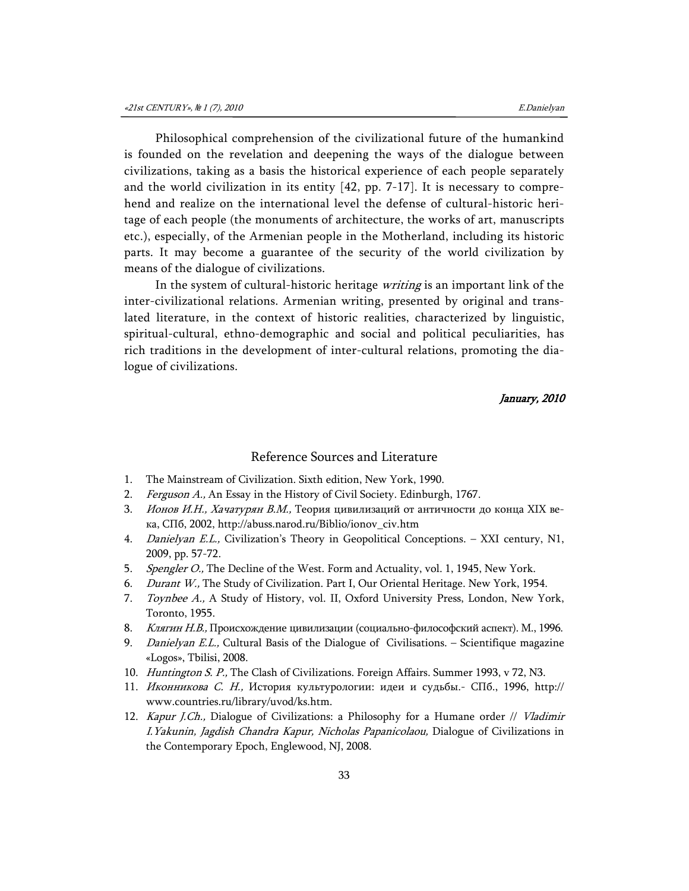Philosophical comprehension of the civilizational future of the humankind is founded on the revelation and deepening the ways of the dialogue between civilizations, taking as a basis the historical experience of each people separately and the world civilization in its entity [42, pp. 7-17]. It is necessary to comprehend and realize on the international level the defense of cultural-historic heritage of each people (the monuments of architecture, the works of art, manuscripts etc.), especially, of the Armenian people in the Motherland, including its historic parts. It may become a guarantee of the security of the world civilization by means of the dialogue of civilizations.

In the system of cultural-historic heritage *writing* is an important link of the inter-civilizational relations. Armenian writing, presented by original and translated literature, in the context of historic realities, characterized by linguistic, spiritual-cultural, ethno-demographic and social and political peculiarities, has rich traditions in the development of inter-cultural relations, promoting the dialogue of civilizations.

*January, 2010*

## Reference Sources and Literature

1. The Mainstream of Civilization. Sixth edition, New York, 1990.
2. *Ferguson A.,* An Essay in the History of Civil Society. Edinburgh, 1767.
3. *Ионов И.Н., Хачатурян В.М.,* Теория цивилизаций от античности до конца XIX века, СПб, 2002, http://abuss.narod.ru/Biblio/ionov_civ.htm
4. *Danielyan E.L.,* Civilization's Theory in Geopolitical Conceptions. – XXI century, N1, 2009, pp. 57-72.
5. *Spengler O.,* The Decline of the West. Form and Actuality, vol. 1, 1945, New York.
6. *Durant W.,* The Study of Civilization. Part I, Our Oriental Heritage. New York, 1954.
7. *Toynbee A.,* A Study of History, vol. II, Oxford University Press, London, New York, Toronto, 1955.
8. *Клягин Н.В.,* Происхождение цивилизации (социально-философский аспект). М., 1996.
9. *Danielyan E.L.,* Cultural Basis of the Dialogue of Civilisations. – Scientifique magazine «Logos», Tbilisi, 2008.
10. *Huntington S. P.,* The Clash of Civilizations. Foreign Affairs. Summer 1993, v 72, N3.
11. *Иконникова С. Н.,* История культурологии: идеи и судьбы.- СПб., 1996, http://www.countries.ru/library/uvod/ks.htm.
12. *Kapur J.Ch.,* Dialogue of Civilizations: a Philosophy for a Humane order // *Vladimir I.Yakunin, Jagdish Chandra Kapur, Nicholas Papanicolaou,* Dialogue of Civilizations in the Contemporary Epoch, Englewood, NJ, 2008.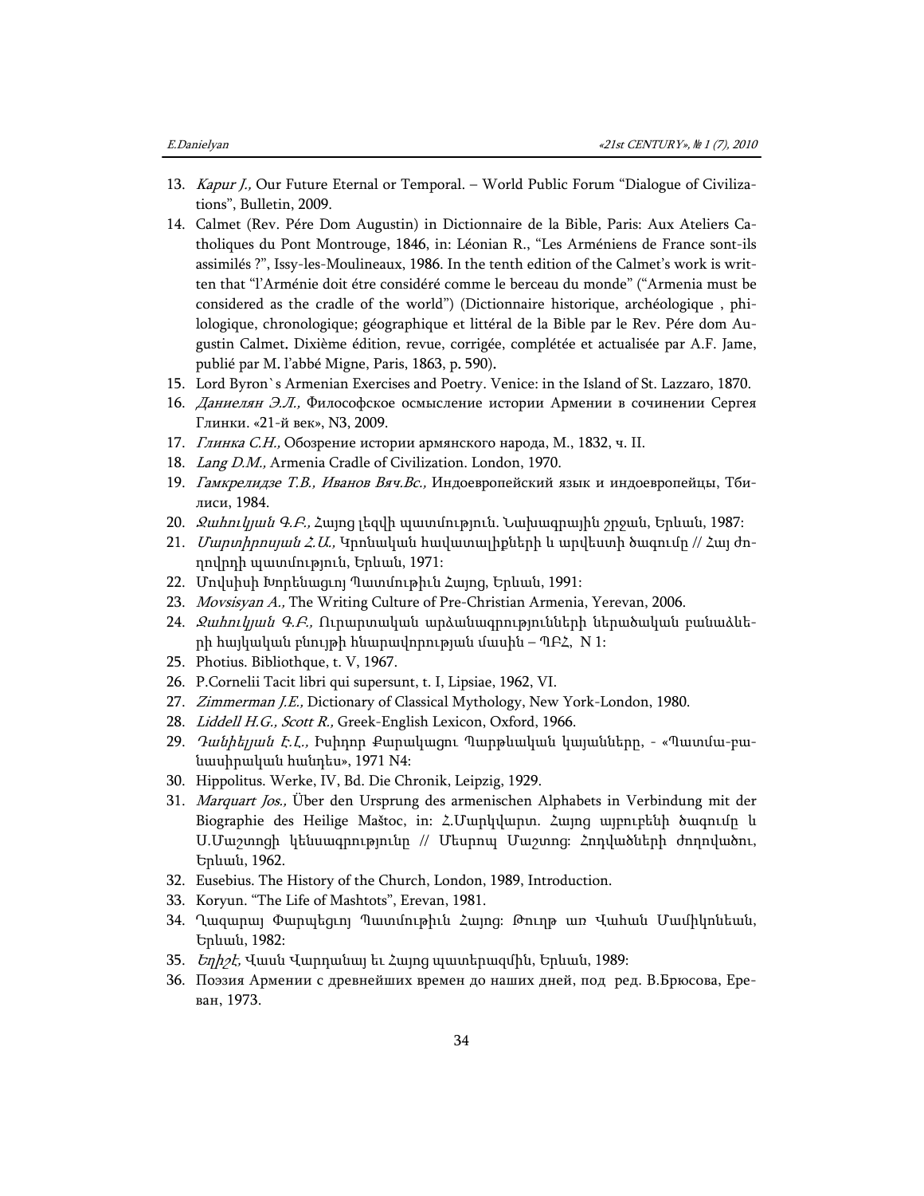13. *Kapur J.,* Our Future Eternal or Temporal. – World Public Forum “Dialogue of Civilizations”, Bulletin, 2009.
14. Calmet (Rev. Pére Dom Augustin) in Dictionnaire de la Bible, Paris: Aux Ateliers Catholiques du Pont Montrouge, 1846, in: Léonian R., “Les Arméniens de France sont-ils assimilés ?”, Issy-les-Moulineaux, 1986. In the tenth edition of the Calmet’s work is written that “l’Arménie doit étre considéré comme le berceau du monde” (“Armenia must be considered as the cradle of the world”) (Dictionnaire historique, archéologique , philologique, chronologique; géographique et littéral de la Bible par le Rev. Pére dom Augustin Calmet. Dixième édition, revue, corrigée, complétée et actualisée par A.F. Jame, publié par M. l’abbé Migne, Paris, 1863, p. 590).
15. Lord Byron`s Armenian Exercises and Poetry. Venice: in the Island of St. Lazzaro, 1870.
16. *Даниелян Э.Л.,* Философское осмысление истории Армении в сочинении Сергея Глинки. «21-й век», N3, 2009.
17. *Глинка С.Н.,* Обозрение истории армянского народа, М., 1832, ч. II.
18. *Lang D.M.,* Armenia Cradle of Civilization. London, 1970.
19. *Гамкрелидзе Т.В., Иванов Вяч.Вс.,* Индоевропейский язык и индоевропейцы, Тбилиси, 1984.
20. *Ջահուկյան Գ.Բ.,* Հայոց լեզվի պատմություն. Նախագրային շրջան, Երևան, 1987:
21. *Մարտիրոսյան Հ.Ա.,* Կրոնական հավատալիքների և արվեստի ծագումը // Հայ ժողովրդի պատմություն, Երևան, 1971:
22. Մովսիսի Խորենացւոյ Պատմութիւն Հայոց, Երևան, 1991:
23. *Movsisyan A.,* The Writing Culture of Pre-Christian Armenia, Yerevan, 2006.
24. *Ջահուկյան Գ.Բ.,* Ուրարտական արձանագրությունների ներածական բանաձևերի հայկական բնույթի հնարավորության մասին – ՊԲՀ, N 1:
25. Photius. Bibliothque, t. V, 1967.
26. P.Cornelii Tacit libri qui supersunt, t. I, Lipsiae, 1962, VI.
27. *Zimmerman J.E.,* Dictionary of Classical Mythology, New York-London, 1980.
28. *Liddell H.G., Scott R.,* Greek-English Lexicon, Oxford, 1966.
29. *Դանիելյան Է.Լ.,* Իսիդոր Քարակացու Պարթևական կայանները, - «Պատմա-բանասիրական հանդես», 1971 N4:
30. Hippolitus. Werke, IV, Bd. Die Chronik, Leipzig, 1929.
31. *Marquart Jos.,* Über den Ursprung des armenischen Alphabets in Verbindung mit der Biographie des Heilige Maštoc, in: Հ.Մարկվարտ. Հայոց այբուբենի ծագումը և Ս.Մաշտոցի կենսագրությունը // Մեսրոպ Մաշտոց: Հոդվածների ժողովածու, Երևան, 1962.
32. Eusebius. The History of the Church, London, 1989, Introduction.
33. Koryun. “The Life of Mashtots”, Erevan, 1981.
34. Ղազարայ Փարպեցւոյ Պատմութիւն Հայոց: Թուղթ առ Վահան Մամիկոնեան, Երևան, 1982:
35. *Եղիշէ,* Վասն Վարդանայ եւ Հայոց պատերազմին, Երևան, 1989:
36. Поэзия Армении с древнейших времен до наших дней, под ред. В.Брюсова, Ереван, 1973.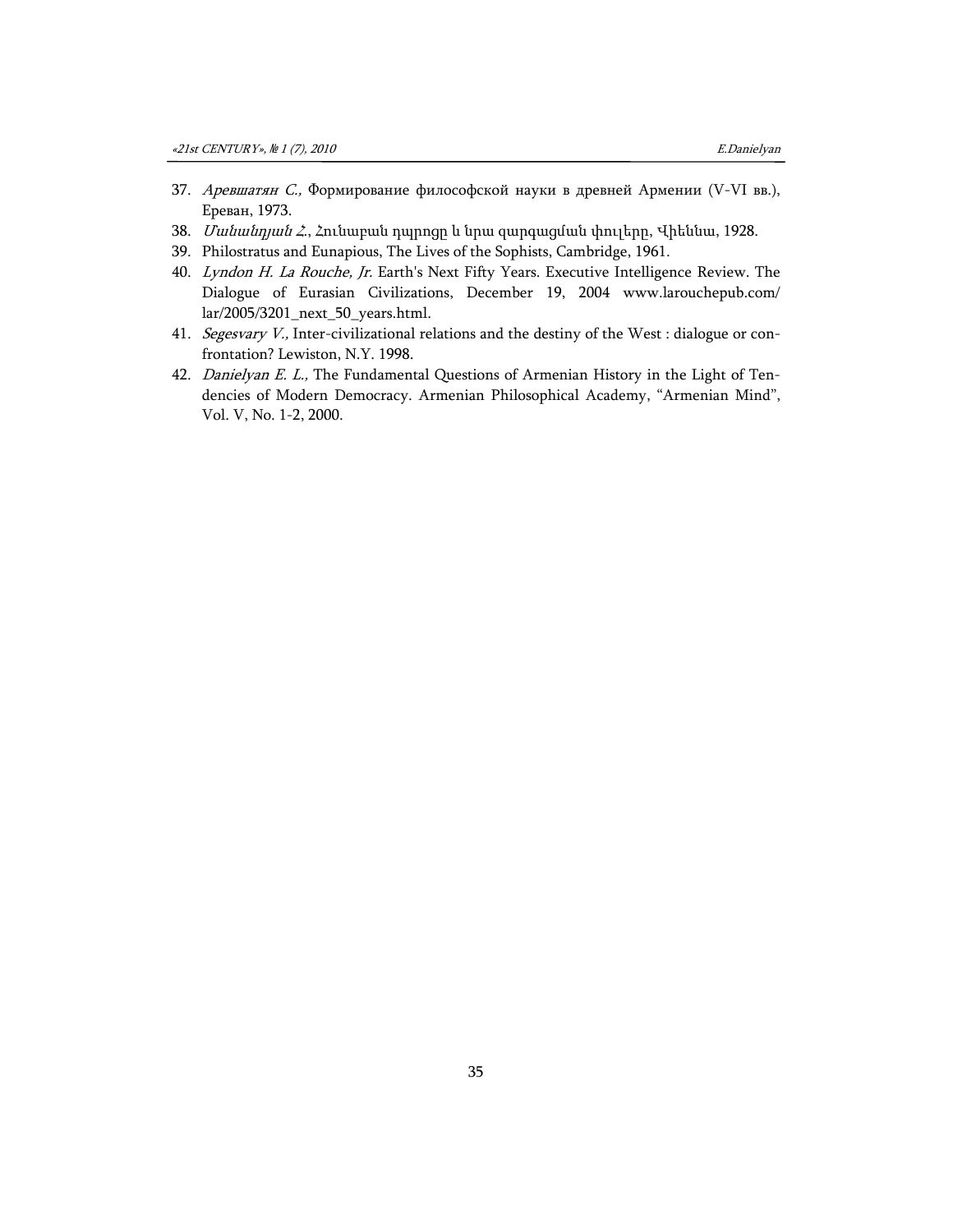37. *Аревшатян С.,* Формирование философской науки в древней Армении (V-VI вв.), Ереван, 1973.
38. *Մանանդյան Հ.*, Հունաբան դպրոցը և նրա զարգացման փուլերը, Վիեննա, 1928.
39. Philostratus and Eunapious, The Lives of the Sophists, Cambridge, 1961.
40. *Lyndon H. La Rouche, Jr.* Earth's Next Fifty Years. Executive Intelligence Review. The Dialogue of Eurasian Civilizations, December 19, 2004 www.larouchepub.com/lar/2005/3201_next_50_years.html.
41. *Segesvary V.,* Inter-civilizational relations and the destiny of the West : dialogue or confrontation? Lewiston, N.Y. 1998.
42. *Danielyan E. L.,* The Fundamental Questions of Armenian History in the Light of Tendencies of Modern Democracy. Armenian Philosophical Academy, "Armenian Mind", Vol. V, No. 1-2, 2000.